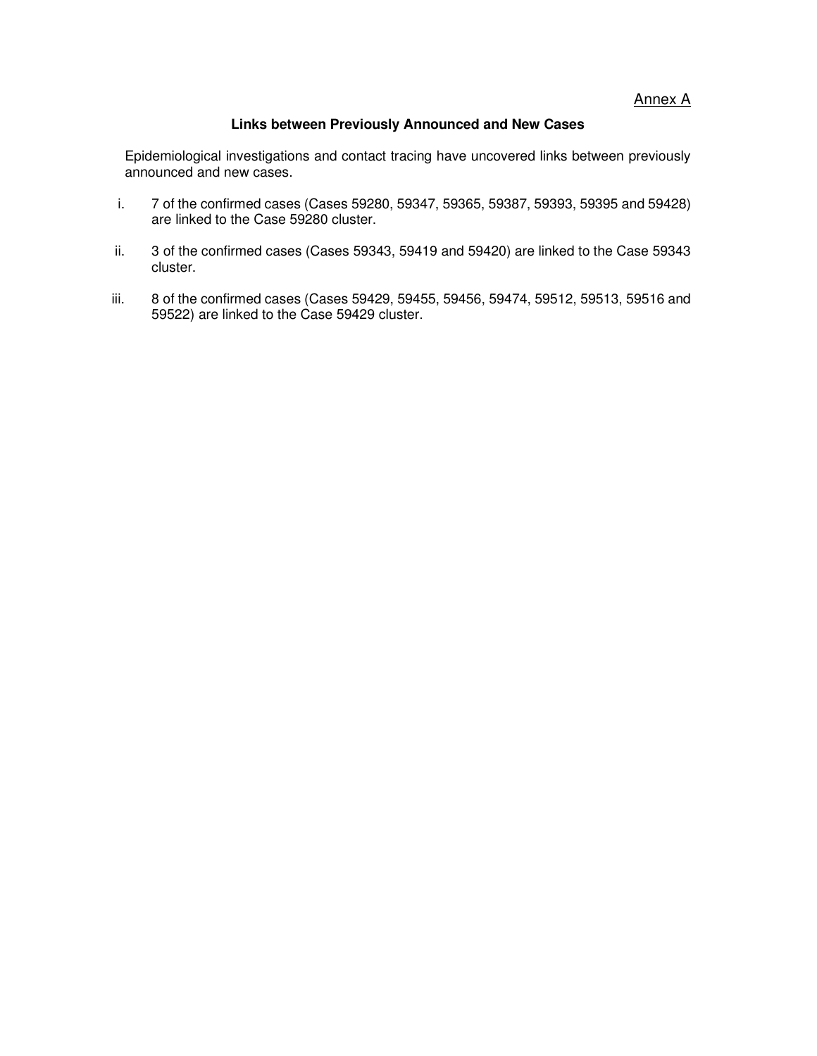<u>Annex A</u>

**Links between Previously Announced and New Cases**

Epidemiological investigations and contact tracing have uncovered links between previously announced and new cases.

i. 7 of the confirmed cases (Cases 59280, 59347, 59365, 59387, 59393, 59395 and 59428) are linked to the Case 59280 cluster.

ii. 3 of the confirmed cases (Cases 59343, 59419 and 59420) are linked to the Case 59343 cluster.

iii. 8 of the confirmed cases (Cases 59429, 59455, 59456, 59474, 59512, 59513, 59516 and 59522) are linked to the Case 59429 cluster.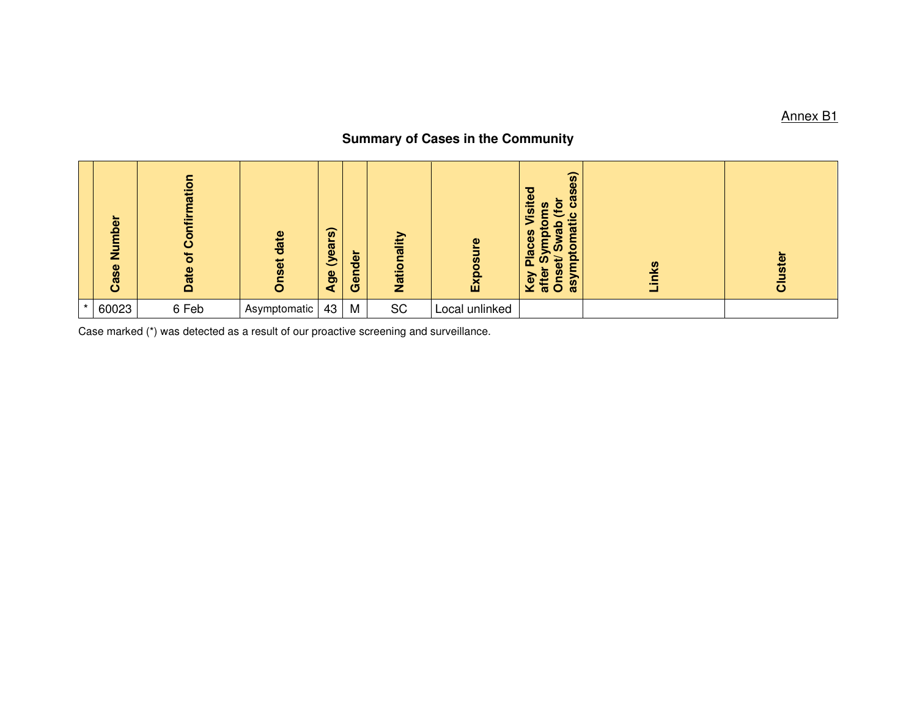Annex B1

## Summary of Cases in the Community

| | Case Number | Date of Confirmation | Onset date | Age (years) | Gender | Nationality | Exposure | Key Places Visited after Symptoms Onset/ Swab (for asymptomatic cases) | Links | Cluster |
|---|---|---|---|---|---|---|---|---|---|---|
| * | 60023 | 6 Feb | Asymptomatic | 43 | M | SC | Local unlinked | | | |

Case marked (*) was detected as a result of our proactive screening and surveillance.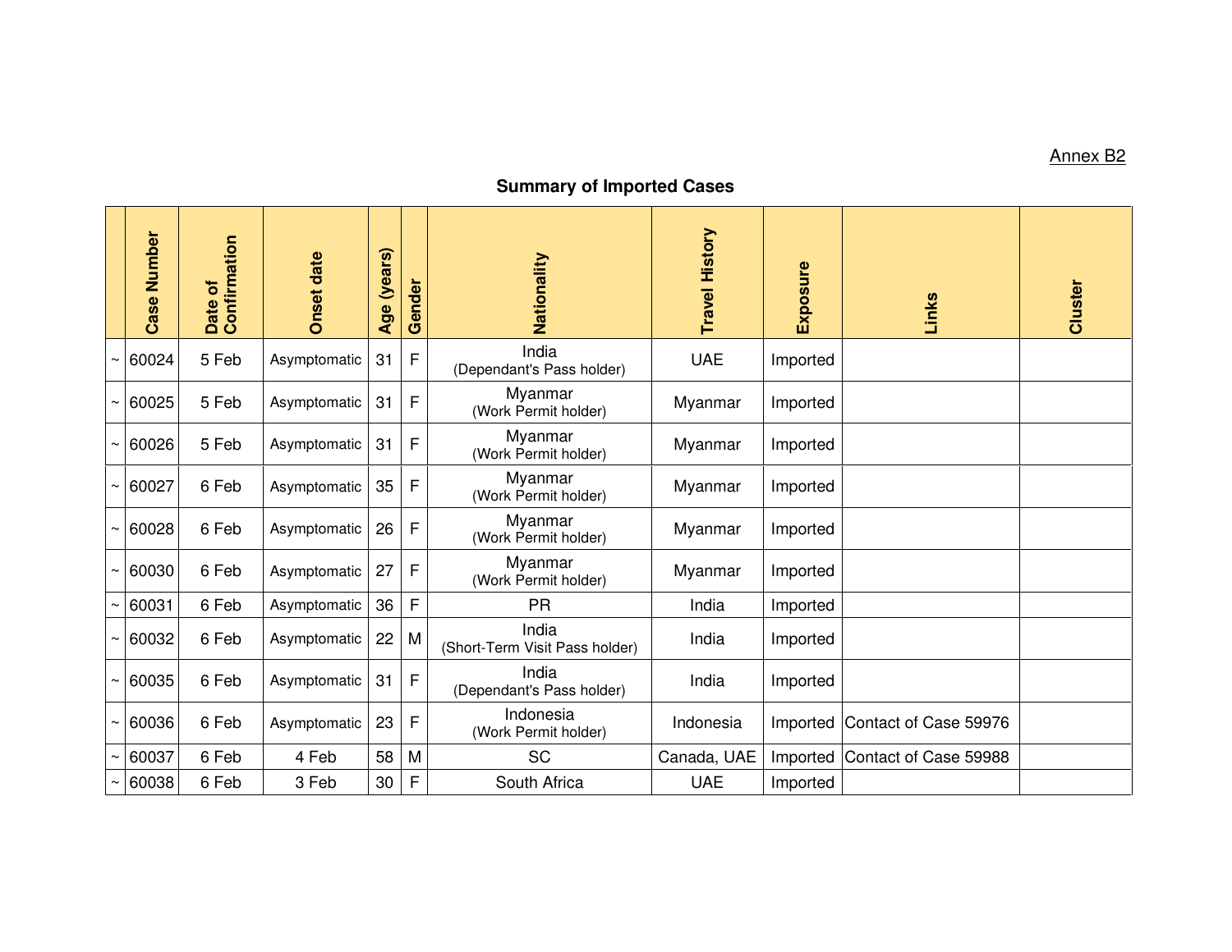Annex B2

## Summary of Imported Cases

| | Case Number | Date of Confirmation | Onset date | Age (years) | Gender | Nationality | Travel History | Exposure | Links | Cluster |
|---|---|---|---|---|---|---|---|---|---|---|
| ~ | 60024 | 5 Feb | Asymptomatic | 31 | F | India (Dependant's Pass holder) | UAE | Imported | | |
| ~ | 60025 | 5 Feb | Asymptomatic | 31 | F | Myanmar (Work Permit holder) | Myanmar | Imported | | |
| ~ | 60026 | 5 Feb | Asymptomatic | 31 | F | Myanmar (Work Permit holder) | Myanmar | Imported | | |
| ~ | 60027 | 6 Feb | Asymptomatic | 35 | F | Myanmar (Work Permit holder) | Myanmar | Imported | | |
| ~ | 60028 | 6 Feb | Asymptomatic | 26 | F | Myanmar (Work Permit holder) | Myanmar | Imported | | |
| ~ | 60030 | 6 Feb | Asymptomatic | 27 | F | Myanmar (Work Permit holder) | Myanmar | Imported | | |
| ~ | 60031 | 6 Feb | Asymptomatic | 36 | F | PR | India | Imported | | |
| ~ | 60032 | 6 Feb | Asymptomatic | 22 | M | India (Short-Term Visit Pass holder) | India | Imported | | |
| ~ | 60035 | 6 Feb | Asymptomatic | 31 | F | India (Dependant's Pass holder) | India | Imported | | |
| ~ | 60036 | 6 Feb | Asymptomatic | 23 | F | Indonesia (Work Permit holder) | Indonesia | Imported | Contact of Case 59976 | |
| ~ | 60037 | 6 Feb | 4 Feb | 58 | M | SC | Canada, UAE | Imported | Contact of Case 59988 | |
| ~ | 60038 | 6 Feb | 3 Feb | 30 | F | South Africa | UAE | Imported | | |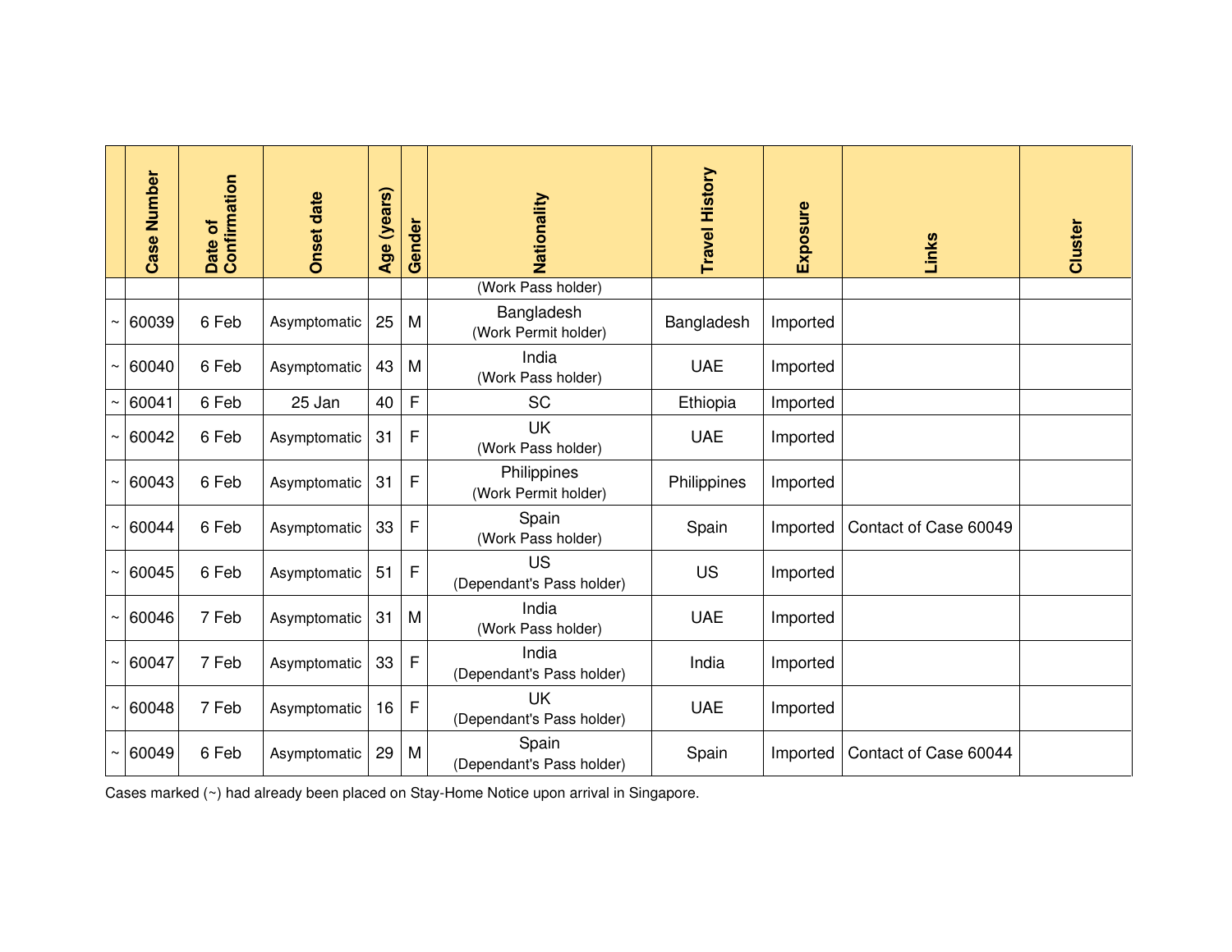| | Case Number | Date of Confirmation | Onset date | Age (years) | Gender | Nationality | Travel History | Exposure | Links | Cluster |
|---|---|---|---|---|---|---|---|---|---|---|
| | | | | | | (Work Pass holder) | | | | |
| ~ | 60039 | 6 Feb | Asymptomatic | 25 | M | Bangladesh (Work Permit holder) | Bangladesh | Imported | | |
| ~ | 60040 | 6 Feb | Asymptomatic | 43 | M | India (Work Pass holder) | UAE | Imported | | |
| ~ | 60041 | 6 Feb | 25 Jan | 40 | F | SC | Ethiopia | Imported | | |
| ~ | 60042 | 6 Feb | Asymptomatic | 31 | F | UK (Work Pass holder) | UAE | Imported | | |
| ~ | 60043 | 6 Feb | Asymptomatic | 31 | F | Philippines (Work Permit holder) | Philippines | Imported | | |
| ~ | 60044 | 6 Feb | Asymptomatic | 33 | F | Spain (Work Pass holder) | Spain | Imported | Contact of Case 60049 | |
| ~ | 60045 | 6 Feb | Asymptomatic | 51 | F | US (Dependant's Pass holder) | US | Imported | | |
| ~ | 60046 | 7 Feb | Asymptomatic | 31 | M | India (Work Pass holder) | UAE | Imported | | |
| ~ | 60047 | 7 Feb | Asymptomatic | 33 | F | India (Dependant's Pass holder) | India | Imported | | |
| ~ | 60048 | 7 Feb | Asymptomatic | 16 | F | UK (Dependant's Pass holder) | UAE | Imported | | |
| ~ | 60049 | 6 Feb | Asymptomatic | 29 | M | Spain (Dependant's Pass holder) | Spain | Imported | Contact of Case 60044 | |

Cases marked (~) had already been placed on Stay-Home Notice upon arrival in Singapore.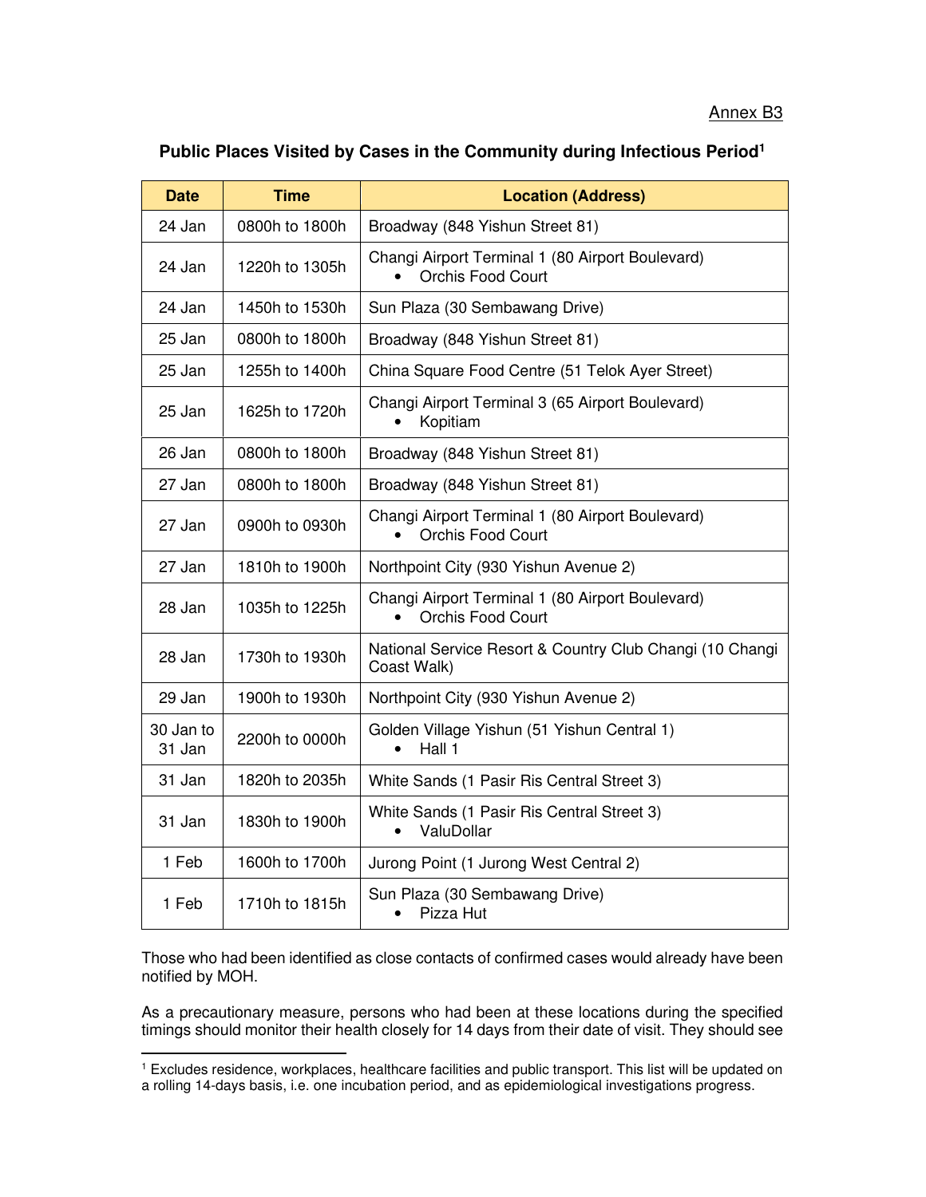Annex B3

**Public Places Visited by Cases in the Community during Infectious Period[1]**

| Date | Time | Location (Address) |
|---|---|---|
| 24 Jan | 0800h to 1800h | Broadway (848 Yishun Street 81) |
| 24 Jan | 1220h to 1305h | Changi Airport Terminal 1 (80 Airport Boulevard)<br>• Orchis Food Court |
| 24 Jan | 1450h to 1530h | Sun Plaza (30 Sembawang Drive) |
| 25 Jan | 0800h to 1800h | Broadway (848 Yishun Street 81) |
| 25 Jan | 1255h to 1400h | China Square Food Centre (51 Telok Ayer Street) |
| 25 Jan | 1625h to 1720h | Changi Airport Terminal 3 (65 Airport Boulevard)<br>• Kopitiam |
| 26 Jan | 0800h to 1800h | Broadway (848 Yishun Street 81) |
| 27 Jan | 0800h to 1800h | Broadway (848 Yishun Street 81) |
| 27 Jan | 0900h to 0930h | Changi Airport Terminal 1 (80 Airport Boulevard)<br>• Orchis Food Court |
| 27 Jan | 1810h to 1900h | Northpoint City (930 Yishun Avenue 2) |
| 28 Jan | 1035h to 1225h | Changi Airport Terminal 1 (80 Airport Boulevard)<br>• Orchis Food Court |
| 28 Jan | 1730h to 1930h | National Service Resort & Country Club Changi (10 Changi Coast Walk) |
| 29 Jan | 1900h to 1930h | Northpoint City (930 Yishun Avenue 2) |
| 30 Jan to 31 Jan | 2200h to 0000h | Golden Village Yishun (51 Yishun Central 1)<br>• Hall 1 |
| 31 Jan | 1820h to 2035h | White Sands (1 Pasir Ris Central Street 3) |
| 31 Jan | 1830h to 1900h | White Sands (1 Pasir Ris Central Street 3)<br>• ValuDollar |
| 1 Feb | 1600h to 1700h | Jurong Point (1 Jurong West Central 2) |
| 1 Feb | 1710h to 1815h | Sun Plaza (30 Sembawang Drive)<br>• Pizza Hut |

Those who had been identified as close contacts of confirmed cases would already have been notified by MOH.

As a precautionary measure, persons who had been at these locations during the specified timings should monitor their health closely for 14 days from their date of visit. They should see

[1] Excludes residence, workplaces, healthcare facilities and public transport. This list will be updated on a rolling 14-days basis, i.e. one incubation period, and as epidemiological investigations progress.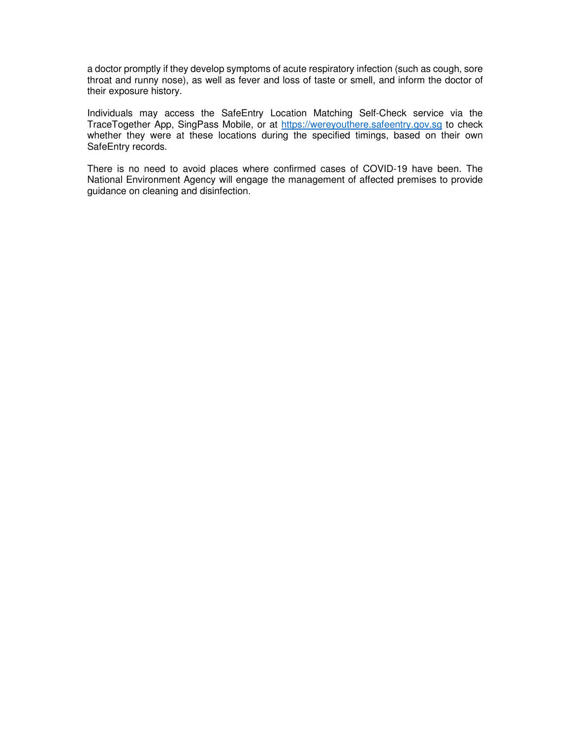a doctor promptly if they develop symptoms of acute respiratory infection (such as cough, sore throat and runny nose), as well as fever and loss of taste or smell, and inform the doctor of their exposure history.

Individuals may access the SafeEntry Location Matching Self-Check service via the TraceTogether App, SingPass Mobile, or at https://wereyouthere.safeentry.gov.sg to check whether they were at these locations during the specified timings, based on their own SafeEntry records.

There is no need to avoid places where confirmed cases of COVID-19 have been. The National Environment Agency will engage the management of affected premises to provide guidance on cleaning and disinfection.